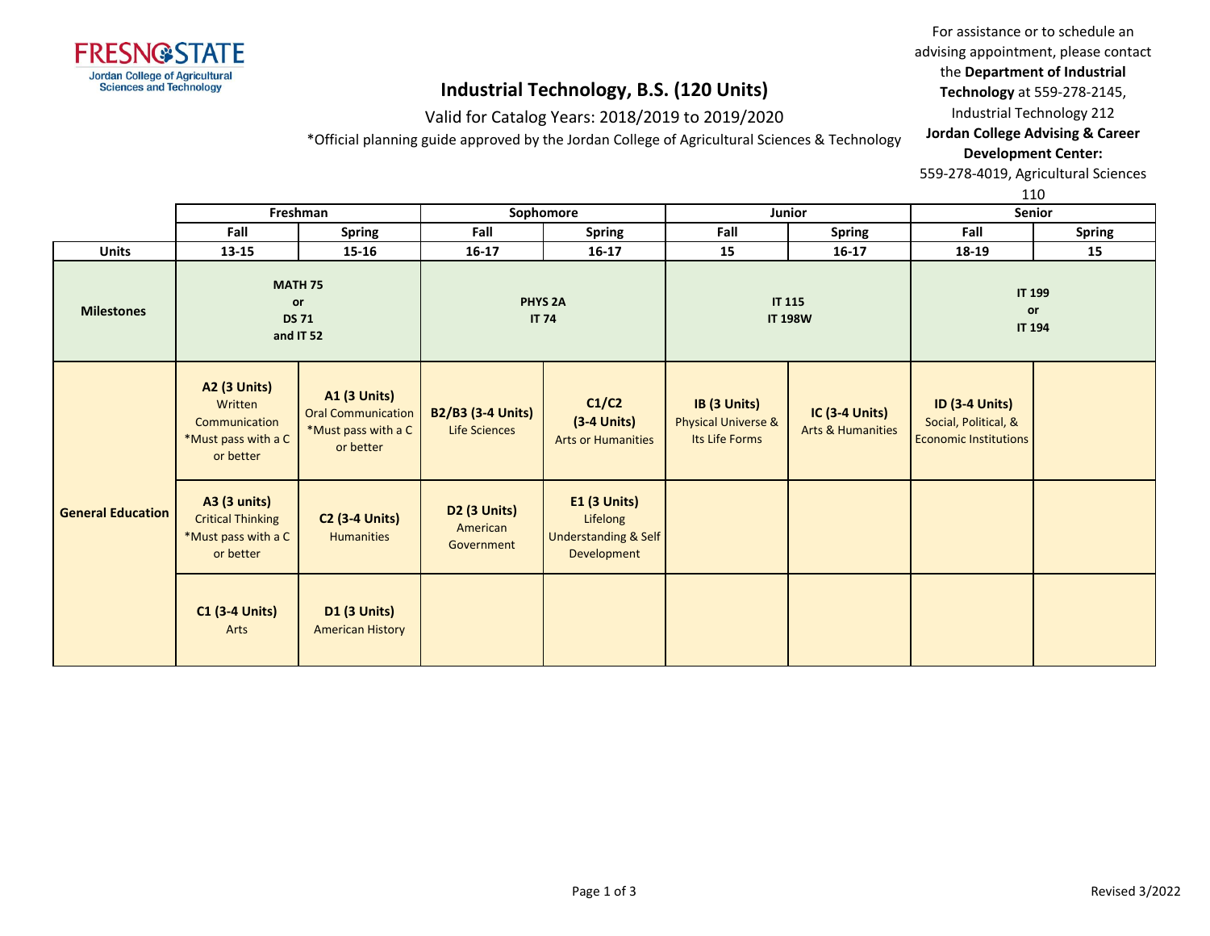FRESNO STATE
Jordan College of Agricultural Sciences and Technology

# Industrial Technology, B.S. (120 Units)

Valid for Catalog Years: 2018/2019 to 2019/2020

*Official planning guide approved by the Jordan College of Agricultural Sciences & Technology

For assistance or to schedule an advising appointment, please contact the **Department of Industrial Technology** at 559-278-2145, Industrial Technology 212
**Jordan College Advising & Career Development Center:** 559-278-4019, Agricultural Sciences 110

| | Freshman | | Sophomore | | Junior | | Senior | |
|---|---|---|---|---|---|---|---|---|
| | **Fall** | **Spring** | **Fall** | **Spring** | **Fall** | **Spring** | **Fall** | **Spring** |
| **Units** | **13-15** | **15-16** | **16-17** | **16-17** | **15** | **16-17** | **18-19** | **15** |
| **Milestones** | **MATH 75 or DS 71 and IT 52** | | **PHYS 2A IT 74** | | **IT 115 IT 198W** | | **IT 199 or IT 194** | |
| **General Education** | **A2 (3 Units)** Written Communication *Must pass with a C or better | **A1 (3 Units)** Oral Communication *Must pass with a C or better | **B2/B3 (3-4 Units)** Life Sciences | **C1/C2 (3-4 Units)** Arts or Humanities | **IB (3 Units)** Physical Universe & Its Life Forms | **IC (3-4 Units)** Arts & Humanities | **ID (3-4 Units)** Social, Political, & Economic Institutions | |
| | **A3 (3 units)** Critical Thinking *Must pass with a C or better | **C2 (3-4 Units)** Humanities | **D2 (3 Units)** American Government | **E1 (3 Units)** Lifelong Understanding & Self Development | | | | |
| | **C1 (3-4 Units)** Arts | **D1 (3 Units)** American History | | | | | | |

Revised 3/2022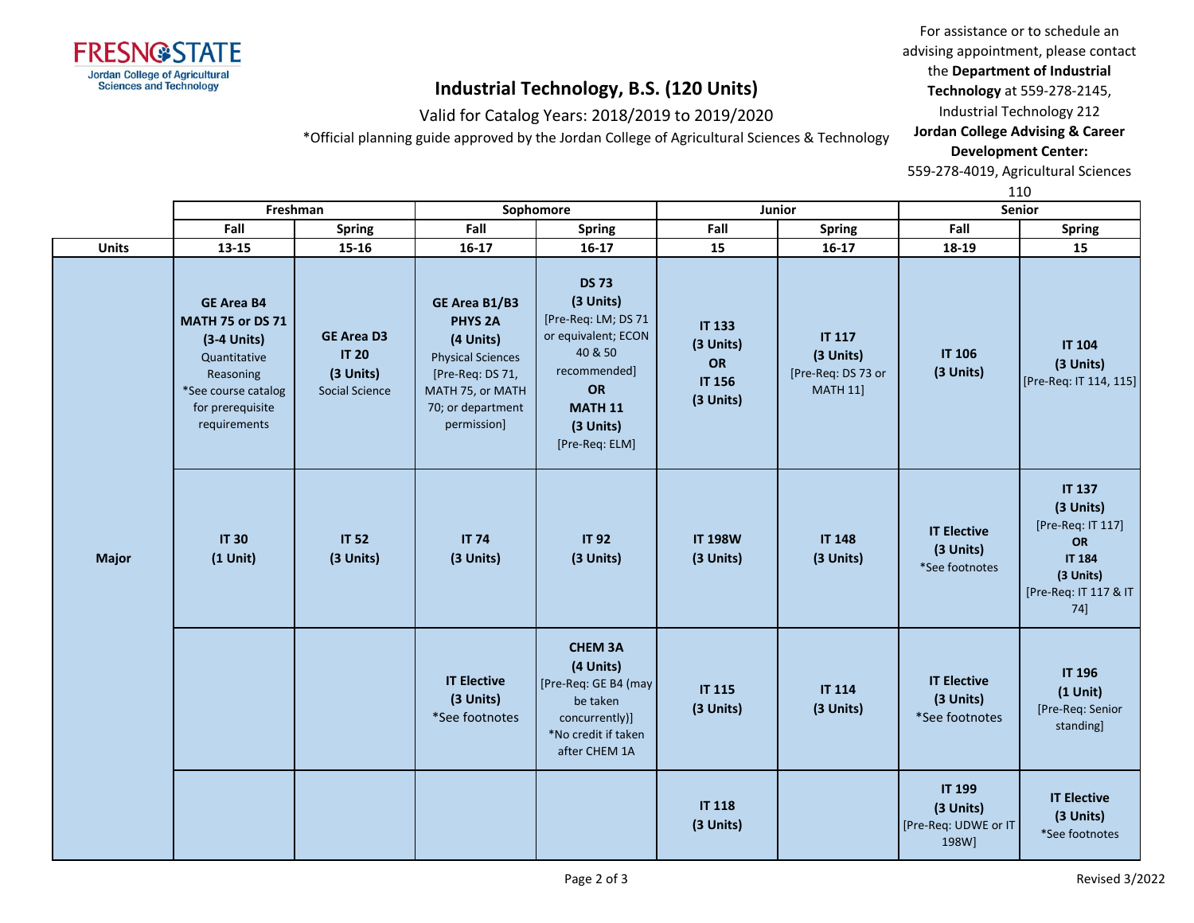# Industrial Technology, B.S. (120 Units)

Valid for Catalog Years: 2018/2019 to 2019/2020

*Official planning guide approved by the Jordan College of Agricultural Sciences & Technology

FRESNO STATE
Jordan College of Agricultural Sciences and Technology

For assistance or to schedule an advising appointment, please contact the **Department of Industrial Technology** at 559-278-2145, Industrial Technology 212
**Jordan College Advising & Career Development Center:** 559-278-4019, Agricultural Sciences 110

| | Freshman | | Sophomore | | Junior | | Senior | |
|---|---|---|---|---|---|---|---|---|
| | **Fall** | **Spring** | **Fall** | **Spring** | **Fall** | **Spring** | **Fall** | **Spring** |
| **Units** | **13-15** | **15-16** | **16-17** | **16-17** | **15** | **16-17** | **18-19** | **15** |
| **Major** | **GE Area B4** **MATH 75 or DS 71** **(3-4 Units)** Quantitative Reasoning *See course catalog for prerequisite requirements | **GE Area D3** **IT 20** **(3 Units)** Social Science | **GE Area B1/B3** **PHYS 2A** **(4 Units)** Physical Sciences [Pre-Req: DS 71, MATH 75, or MATH 70; or department permission] | **DS 73** **(3 Units)** [Pre-Req: LM; DS 71 or equivalent; ECON 40 & 50 recommended] **OR** **MATH 11** **(3 Units)** [Pre-Req: ELM] | **IT 133** **(3 Units)** **OR** **IT 156** **(3 Units)** | **IT 117** **(3 Units)** [Pre-Req: DS 73 or MATH 11] | **IT 106** **(3 Units)** | **IT 104** **(3 Units)** [Pre-Req: IT 114, 115] |
| | **IT 30** **(1 Unit)** | **IT 52** **(3 Units)** | **IT 74** **(3 Units)** | **IT 92** **(3 Units)** | **IT 198W** **(3 Units)** | **IT 148** **(3 Units)** | **IT Elective** **(3 Units)** *See footnotes | **IT 137** **(3 Units)** [Pre-Req: IT 117] **OR** **IT 184** **(3 Units)** [Pre-Req: IT 117 & IT 74] |
| | | | **IT Elective** **(3 Units)** *See footnotes | **CHEM 3A** **(4 Units)** [Pre-Req: GE B4 (may be taken concurrently)] *No credit if taken after CHEM 1A | **IT 115** **(3 Units)** | **IT 114** **(3 Units)** | **IT Elective** **(3 Units)** *See footnotes | **IT 196** **(1 Unit)** [Pre-Req: Senior standing] |
| | | | | | **IT 118** **(3 Units)** | | **IT 199** **(3 Units)** [Pre-Req: UDWE or IT 198W] | **IT Elective** **(3 Units)** *See footnotes |

Revised 3/2022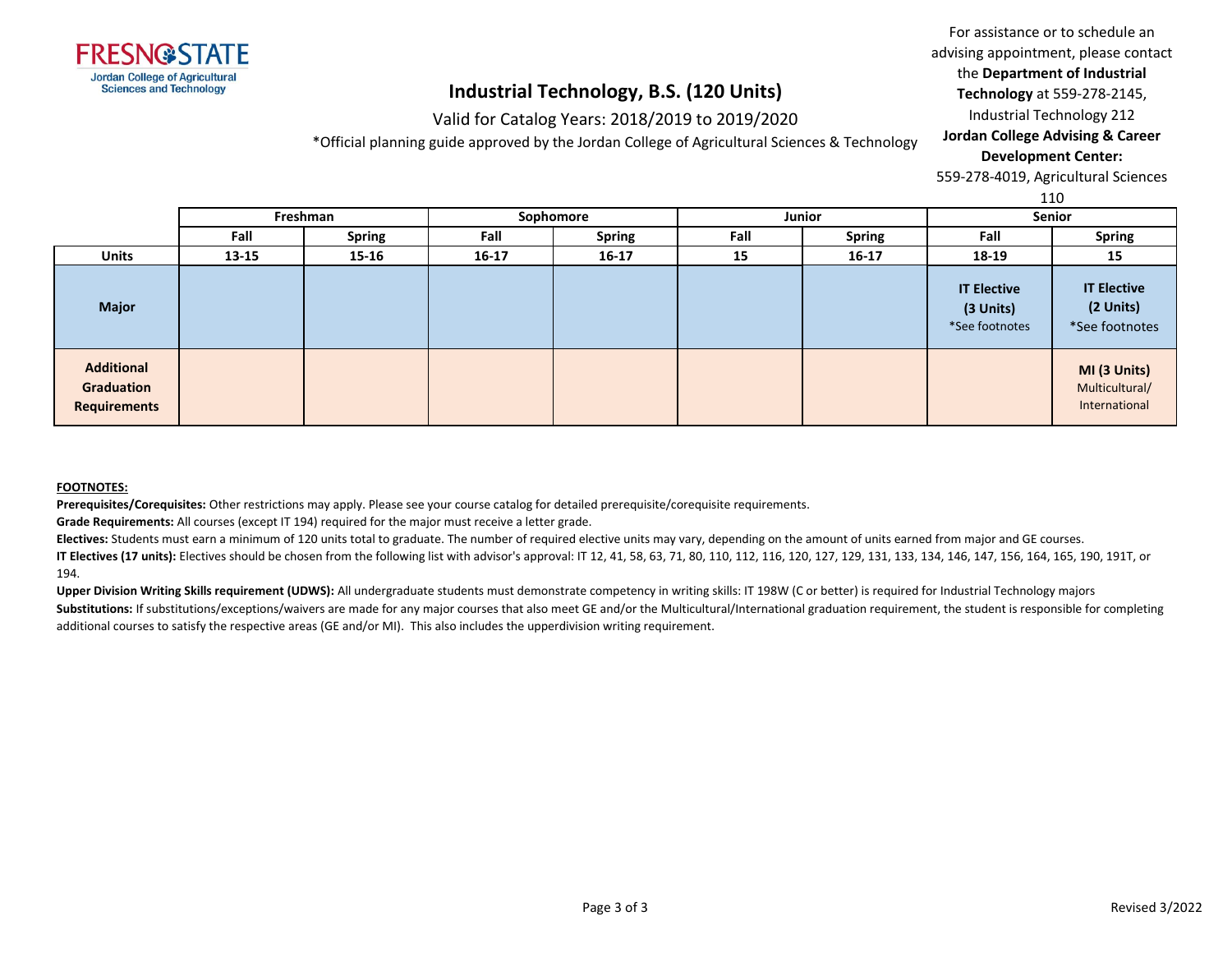FRESNO STATE
Jordan College of Agricultural Sciences and Technology

# Industrial Technology, B.S. (120 Units)

Valid for Catalog Years: 2018/2019 to 2019/2020

*Official planning guide approved by the Jordan College of Agricultural Sciences & Technology

For assistance or to schedule an advising appointment, please contact the **Department of Industrial Technology** at 559-278-2145, Industrial Technology 212
**Jordan College Advising & Career Development Center:** 559-278-4019, Agricultural Sciences 110

| | Freshman | | Sophomore | | Junior | | Senior | |
|---|---|---|---|---|---|---|---|---|
| | Fall | Spring | Fall | Spring | Fall | Spring | Fall | Spring |
| **Units** | 13-15 | 15-16 | 16-17 | 16-17 | 15 | 16-17 | 18-19 | 15 |
| **Major** | | | | | | | **IT Elective (3 Units)** *See footnotes | **IT Elective (2 Units)** *See footnotes |
| **Additional Graduation Requirements** | | | | | | | | **MI (3 Units)** Multicultural/ International |

**FOOTNOTES:**

**Prerequisites/Corequisites:** Other restrictions may apply. Please see your course catalog for detailed prerequisite/corequisite requirements.

**Grade Requirements:** All courses (except IT 194) required for the major must receive a letter grade.

**Electives:** Students must earn a minimum of 120 units total to graduate. The number of required elective units may vary, depending on the amount of units earned from major and GE courses.

**IT Electives (17 units):** Electives should be chosen from the following list with advisor's approval: IT 12, 41, 58, 63, 71, 80, 110, 112, 116, 120, 127, 129, 131, 133, 134, 146, 147, 156, 164, 165, 190, 191T, or 194.

**Upper Division Writing Skills requirement (UDWS):** All undergraduate students must demonstrate competency in writing skills: IT 198W (C or better) is required for Industrial Technology majors

**Substitutions:** If substitutions/exceptions/waivers are made for any major courses that also meet GE and/or the Multicultural/International graduation requirement, the student is responsible for completing additional courses to satisfy the respective areas (GE and/or MI). This also includes the upperdivision writing requirement.

Revised 3/2022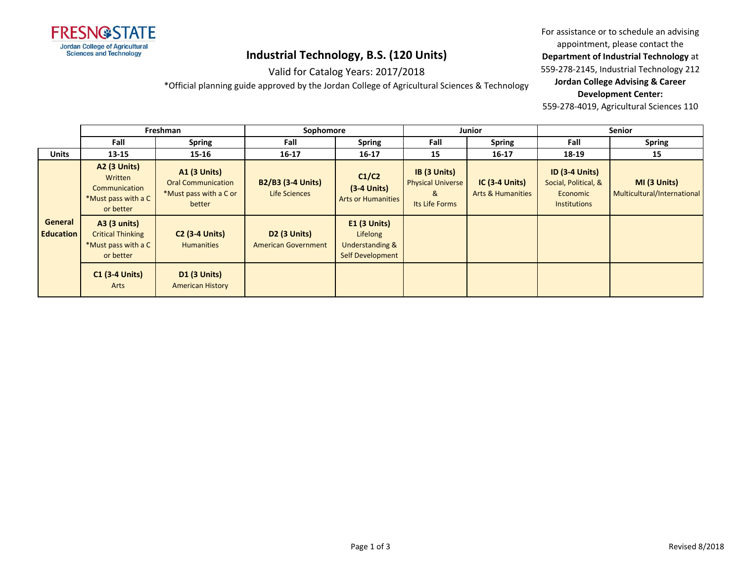FRESNO STATE
Jordan College of Agricultural Sciences and Technology

# Industrial Technology, B.S. (120 Units)

Valid for Catalog Years: 2017/2018

*Official planning guide approved by the Jordan College of Agricultural Sciences & Technology

For assistance or to schedule an advising appointment, please contact the **Department of Industrial Technology** at 559-278-2145, Industrial Technology 212
**Jordan College Advising & Career Development Center:**
559-278-4019, Agricultural Sciences 110

| | Freshman | | Sophomore | | Junior | | Senior | |
|---|---|---|---|---|---|---|---|---|
| | **Fall** | **Spring** | **Fall** | **Spring** | **Fall** | **Spring** | **Fall** | **Spring** |
| **Units** | **13-15** | **15-16** | **16-17** | **16-17** | **15** | **16-17** | **18-19** | **15** |
| **General Education** | **A2 (3 Units)** Written Communication *Must pass with a C or better | **A1 (3 Units)** Oral Communication *Must pass with a C or better | **B2/B3 (3-4 Units)** Life Sciences | **C1/C2 (3-4 Units)** Arts or Humanities | **IB (3 Units)** Physical Universe & Its Life Forms | **IC (3-4 Units)** Arts & Humanities | **ID (3-4 Units)** Social, Political, & Economic Institutions | **MI (3 Units)** Multicultural/International |
| | **A3 (3 units)** Critical Thinking *Must pass with a C or better | **C2 (3-4 Units)** Humanities | **D2 (3 Units)** American Government | **E1 (3 Units)** Lifelong Understanding & Self Development | | | | |
| | **C1 (3-4 Units)** Arts | **D1 (3 Units)** American History | | | | | | |

Revised 8/2018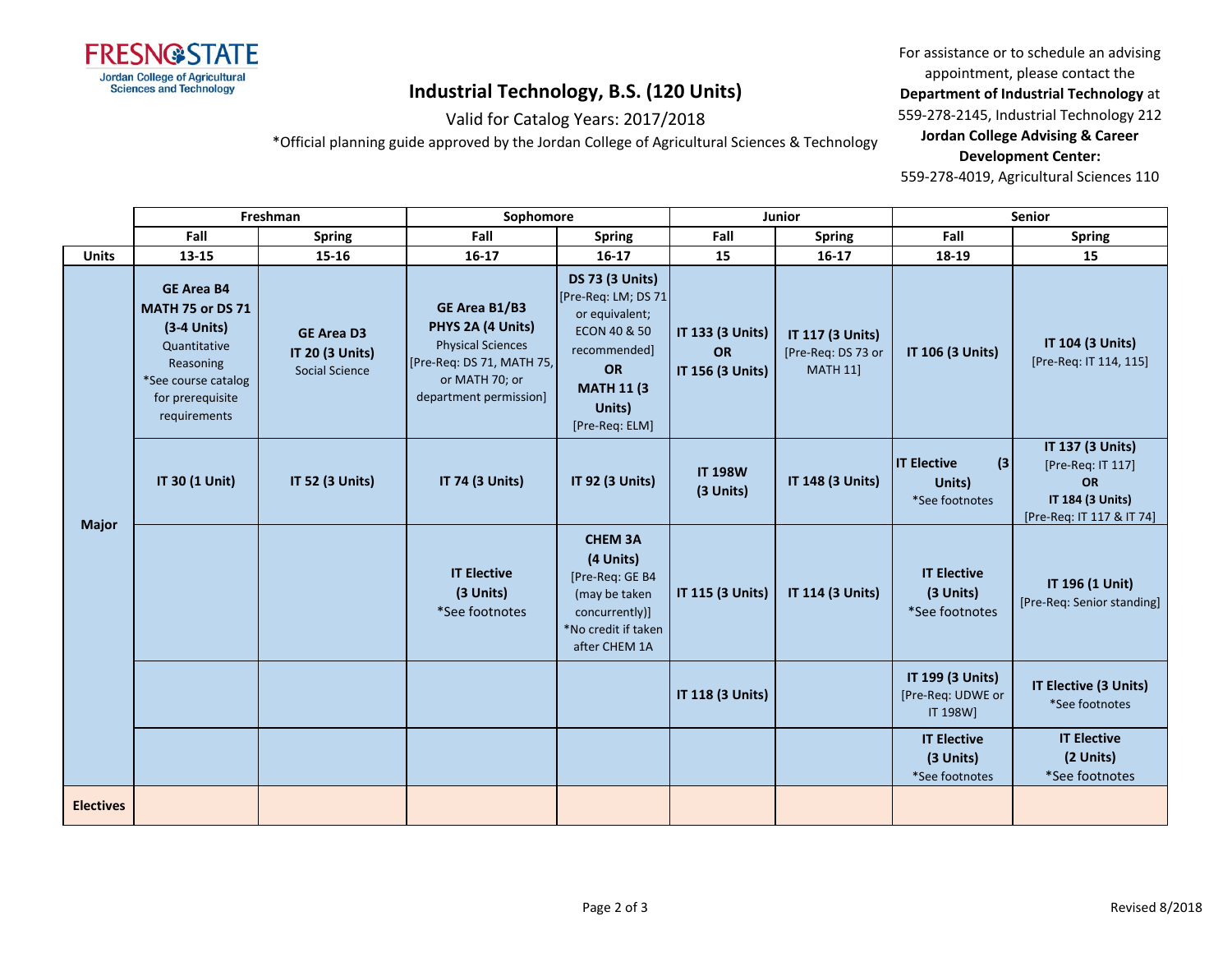# Industrial Technology, B.S. (120 Units)

Valid for Catalog Years: 2017/2018

*Official planning guide approved by the Jordan College of Agricultural Sciences & Technology

For assistance or to schedule an advising appointment, please contact the **Department of Industrial Technology** at 559-278-2145, Industrial Technology 212
**Jordan College Advising & Career Development Center:**
559-278-4019, Agricultural Sciences 110

| | Freshman | | Sophomore | | Junior | | Senior | |
|---|---|---|---|---|---|---|---|---|
| | Fall | Spring | Fall | Spring | Fall | Spring | Fall | Spring |
| **Units** | 13-15 | 15-16 | 16-17 | 16-17 | 15 | 16-17 | 18-19 | 15 |
| **Major** | **GE Area B4 MATH 75 or DS 71 (3-4 Units)** Quantitative Reasoning *See course catalog for prerequisite requirements | **GE Area D3 IT 20 (3 Units)** Social Science | **GE Area B1/B3 PHYS 2A (4 Units)** Physical Sciences [Pre-Req: DS 71, MATH 75, or MATH 70; or department permission] | **DS 73 (3 Units)** [Pre-Req: LM; DS 71 or equivalent; ECON 40 & 50 recommended] **OR MATH 11 (3 Units)** [Pre-Req: ELM] | **IT 133 (3 Units) OR IT 156 (3 Units)** | **IT 117 (3 Units)** [Pre-Req: DS 73 or MATH 11] | **IT 106 (3 Units)** | **IT 104 (3 Units)** [Pre-Req: IT 114, 115] |
| | **IT 30 (1 Unit)** | **IT 52 (3 Units)** | **IT 74 (3 Units)** | **IT 92 (3 Units)** | **IT 198W (3 Units)** | **IT 148 (3 Units)** | **IT Elective (3 Units)** *See footnotes | **IT 137 (3 Units)** [Pre-Req: IT 117] **OR IT 184 (3 Units)** [Pre-Req: IT 117 & IT 74] |
| | | | **IT Elective (3 Units)** *See footnotes | **CHEM 3A (4 Units)** [Pre-Req: GE B4 (may be taken concurrently)] *No credit if taken after CHEM 1A | **IT 115 (3 Units)** | **IT 114 (3 Units)** | **IT Elective (3 Units)** *See footnotes | **IT 196 (1 Unit)** [Pre-Req: Senior standing] |
| | | | | | **IT 118 (3 Units)** | | **IT 199 (3 Units)** [Pre-Req: UDWE or IT 198W] | **IT Elective (3 Units)** *See footnotes |
| | | | | | | | **IT Elective (3 Units)** *See footnotes | **IT Elective (2 Units)** *See footnotes |
| **Electives** | | | | | | | | |

Revised 8/2018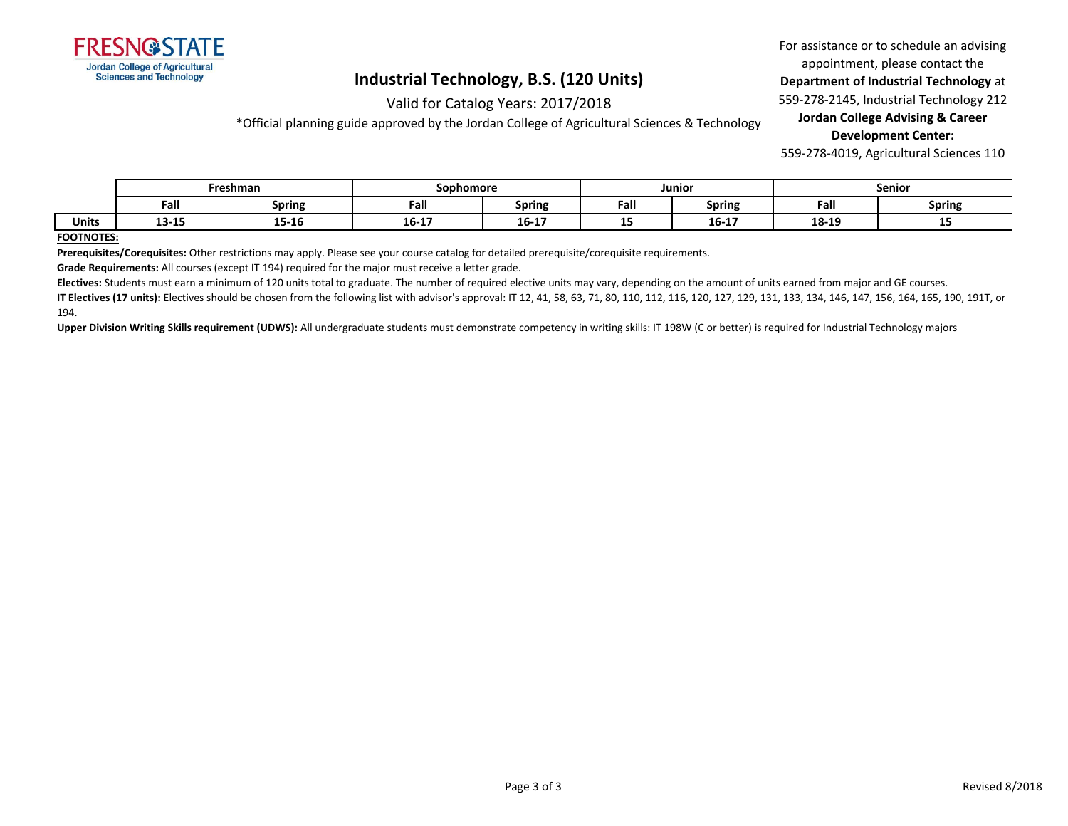Jordan College of Agricultural Sciences and Technology

# Industrial Technology, B.S. (120 Units)

Valid for Catalog Years: 2017/2018

*Official planning guide approved by the Jordan College of Agricultural Sciences & Technology

For assistance or to schedule an advising appointment, please contact the **Department of Industrial Technology** at 559-278-2145, Industrial Technology 212
**Jordan College Advising & Career Development Center:**
559-278-4019, Agricultural Sciences 110

| | Freshman | | Sophomore | | Junior | | Senior | |
|---|---|---|---|---|---|---|---|---|
| | **Fall** | **Spring** | **Fall** | **Spring** | **Fall** | **Spring** | **Fall** | **Spring** |
| **Units** | **13-15** | **15-16** | **16-17** | **16-17** | **15** | **16-17** | **18-19** | **15** |

**FOOTNOTES:**

**Prerequisites/Corequisites:** Other restrictions may apply. Please see your course catalog for detailed prerequisite/corequisite requirements.

**Grade Requirements:** All courses (except IT 194) required for the major must receive a letter grade.

**Electives:** Students must earn a minimum of 120 units total to graduate. The number of required elective units may vary, depending on the amount of units earned from major and GE courses.

**IT Electives (17 units):** Electives should be chosen from the following list with advisor's approval: IT 12, 41, 58, 63, 71, 80, 110, 112, 116, 120, 127, 129, 131, 133, 134, 146, 147, 156, 164, 165, 190, 191T, or 194.

**Upper Division Writing Skills requirement (UDWS):** All undergraduate students must demonstrate competency in writing skills: IT 198W (C or better) is required for Industrial Technology majors

Revised 8/2018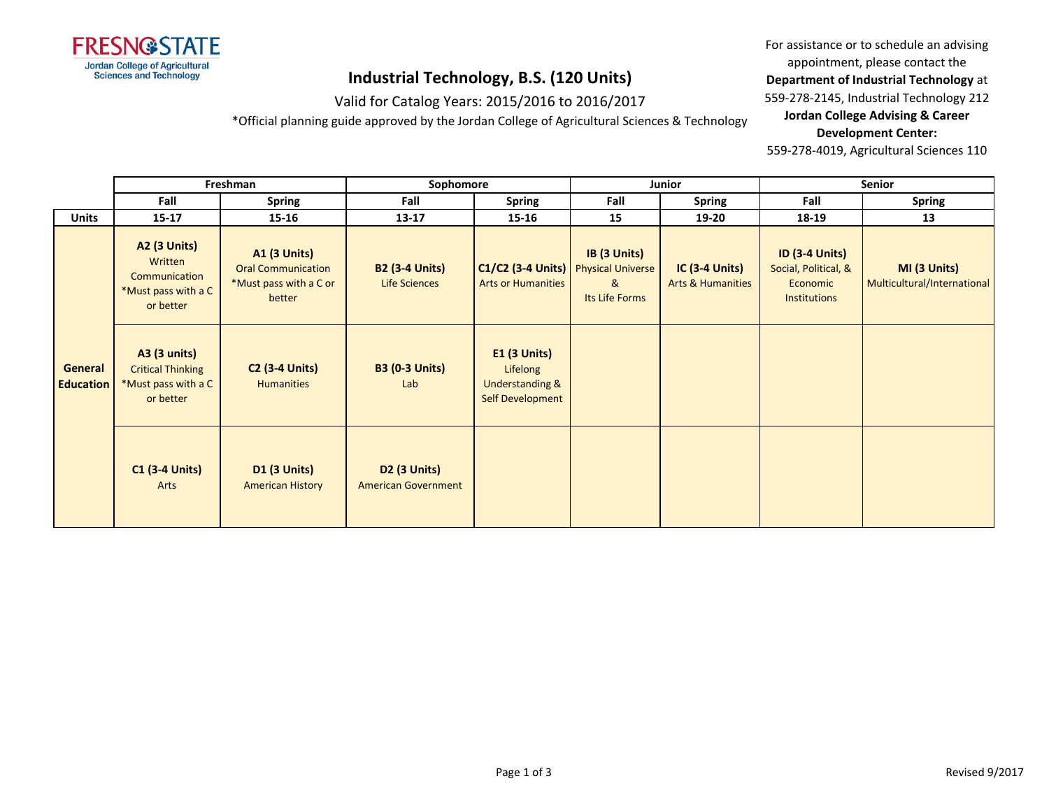FRESNO STATE
Jordan College of Agricultural Sciences and Technology

# Industrial Technology, B.S. (120 Units)

Valid for Catalog Years: 2015/2016 to 2016/2017

*Official planning guide approved by the Jordan College of Agricultural Sciences & Technology

For assistance or to schedule an advising appointment, please contact the **Department of Industrial Technology** at 559-278-2145, Industrial Technology 212
**Jordan College Advising & Career Development Center:**
559-278-4019, Agricultural Sciences 110

| | Freshman | | Sophomore | | Junior | | Senior | |
|---|---|---|---|---|---|---|---|---|
| | **Fall** | **Spring** | **Fall** | **Spring** | **Fall** | **Spring** | **Fall** | **Spring** |
| **Units** | **15-17** | **15-16** | **13-17** | **15-16** | **15** | **19-20** | **18-19** | **13** |
| **General Education** | **A2 (3 Units)** Written Communication *Must pass with a C or better | **A1 (3 Units)** Oral Communication *Must pass with a C or better | **B2 (3-4 Units)** Life Sciences | **C1/C2 (3-4 Units)** Arts or Humanities | **IB (3 Units)** Physical Universe & Its Life Forms | **IC (3-4 Units)** Arts & Humanities | **ID (3-4 Units)** Social, Political, & Economic Institutions | **MI (3 Units)** Multicultural/International |
| | **A3 (3 units)** Critical Thinking *Must pass with a C or better | **C2 (3-4 Units)** Humanities | **B3 (0-3 Units)** Lab | **E1 (3 Units)** Lifelong Understanding & Self Development | | | | |
| | **C1 (3-4 Units)** Arts | **D1 (3 Units)** American History | **D2 (3 Units)** American Government | | | | | |

Revised 9/2017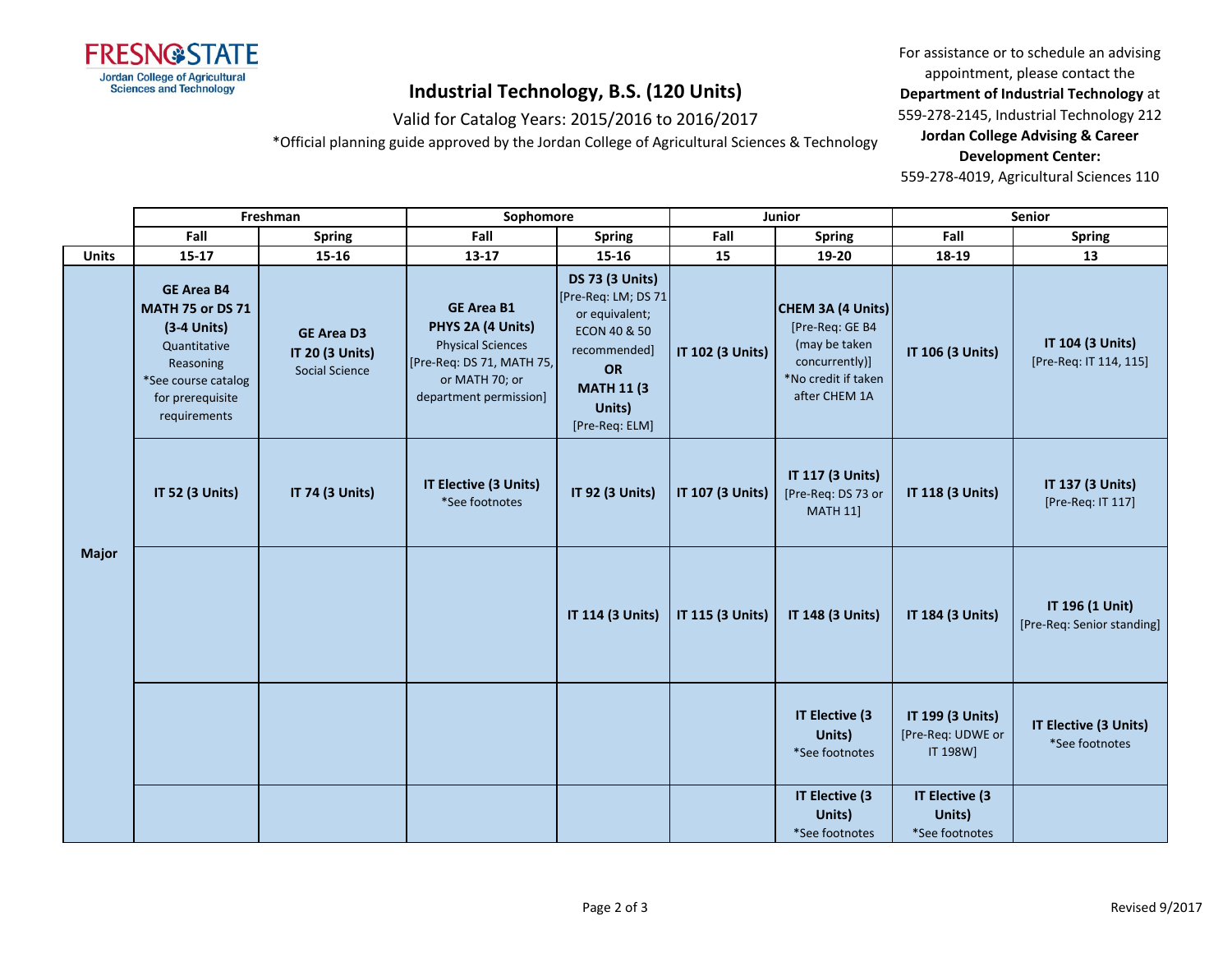FRESNO STATE
Jordan College of Agricultural Sciences and Technology

# Industrial Technology, B.S. (120 Units)

Valid for Catalog Years: 2015/2016 to 2016/2017

*Official planning guide approved by the Jordan College of Agricultural Sciences & Technology

For assistance or to schedule an advising appointment, please contact the **Department of Industrial Technology** at 559-278-2145, Industrial Technology 212
**Jordan College Advising & Career Development Center:**
559-278-4019, Agricultural Sciences 110

| | Freshman | | Sophomore | | Junior | | Senior | |
|---|---|---|---|---|---|---|---|---|
| | Fall | Spring | Fall | Spring | Fall | Spring | Fall | Spring |
| Units | 15-17 | 15-16 | 13-17 | 15-16 | 15 | 19-20 | 18-19 | 13 |
| Major | **GE Area B4** **MATH 75 or DS 71 (3-4 Units)** Quantitative Reasoning *See course catalog for prerequisite requirements | **GE Area D3** **IT 20 (3 Units)** Social Science | **GE Area B1** **PHYS 2A (4 Units)** Physical Sciences [Pre-Req: DS 71, MATH 75, or MATH 70; or department permission] | **DS 73 (3 Units)** [Pre-Req: LM; DS 71 or equivalent; ECON 40 & 50 recommended] **OR** **MATH 11 (3 Units)** [Pre-Req: ELM] | **IT 102 (3 Units)** | **CHEM 3A (4 Units)** [Pre-Req: GE B4 (may be taken concurrently)] *No credit if taken after CHEM 1A | **IT 106 (3 Units)** | **IT 104 (3 Units)** [Pre-Req: IT 114, 115] |
| | **IT 52 (3 Units)** | **IT 74 (3 Units)** | **IT Elective (3 Units)** *See footnotes | **IT 92 (3 Units)** | **IT 107 (3 Units)** | **IT 117 (3 Units)** [Pre-Req: DS 73 or MATH 11] | **IT 118 (3 Units)** | **IT 137 (3 Units)** [Pre-Req: IT 117] |
| | | | | **IT 114 (3 Units)** | **IT 115 (3 Units)** | **IT 148 (3 Units)** | **IT 184 (3 Units)** | **IT 196 (1 Unit)** [Pre-Req: Senior standing] |
| | | | | | | **IT Elective (3 Units)** *See footnotes | **IT 199 (3 Units)** [Pre-Req: UDWE or IT 198W] | **IT Elective (3 Units)** *See footnotes |
| | | | | | | **IT Elective (3 Units)** *See footnotes | **IT Elective (3 Units)** *See footnotes | |

Revised 9/2017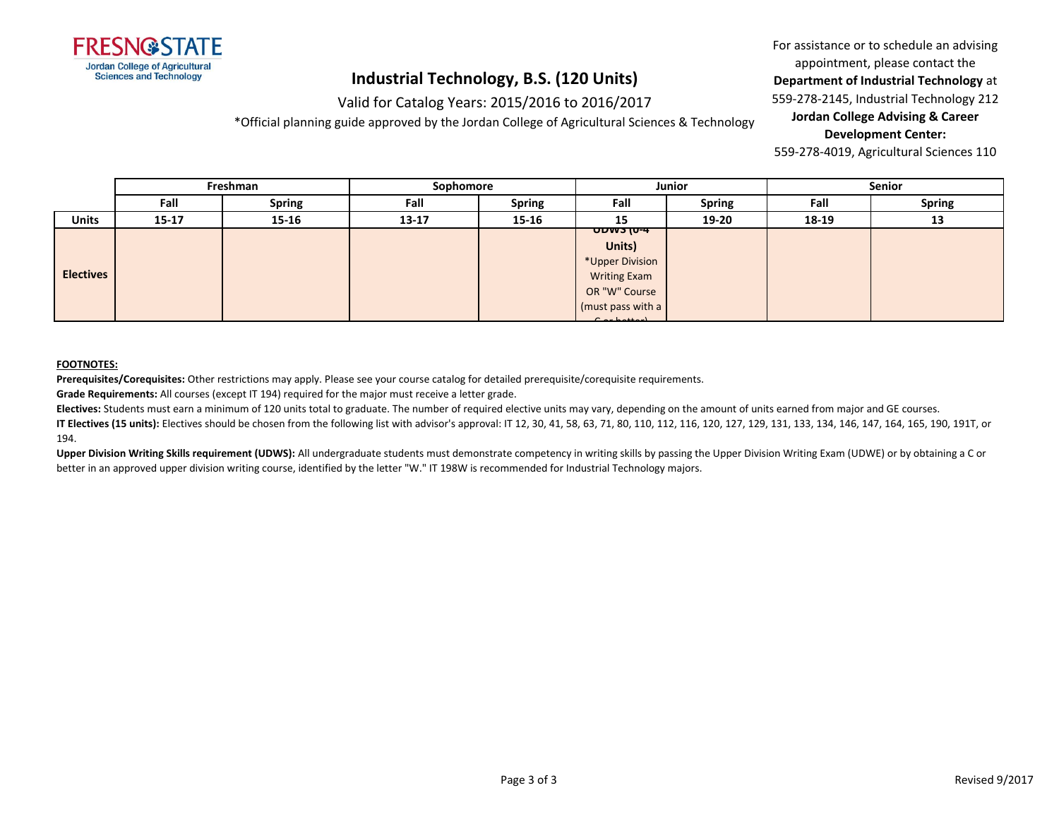# Industrial Technology, B.S. (120 Units)

Valid for Catalog Years: 2015/2016 to 2016/2017

*Official planning guide approved by the Jordan College of Agricultural Sciences & Technology

For assistance or to schedule an advising appointment, please contact the **Department of Industrial Technology** at 559-278-2145, Industrial Technology 212

**Jordan College Advising & Career Development Center:**
559-278-4019, Agricultural Sciences 110

| | Freshman | | Sophomore | | Junior | | Senior | |
|---|---|---|---|---|---|---|---|---|
| | **Fall** | **Spring** | **Fall** | **Spring** | **Fall** | **Spring** | **Fall** | **Spring** |
| **Units** | **15-17** | **15-16** | **13-17** | **15-16** | **15** | **19-20** | **18-19** | **13** |
| **Electives** | | | | | **UDWS (0-4 Units)** *Upper Division Writing Exam OR "W" Course (must pass with a C or better) | | | |

**FOOTNOTES:**

**Prerequisites/Corequisites:** Other restrictions may apply. Please see your course catalog for detailed prerequisite/corequisite requirements.

**Grade Requirements:** All courses (except IT 194) required for the major must receive a letter grade.

**Electives:** Students must earn a minimum of 120 units total to graduate. The number of required elective units may vary, depending on the amount of units earned from major and GE courses.

**IT Electives (15 units):** Electives should be chosen from the following list with advisor's approval: IT 12, 30, 41, 58, 63, 71, 80, 110, 112, 116, 120, 127, 129, 131, 133, 134, 146, 147, 164, 165, 190, 191T, or 194.

**Upper Division Writing Skills requirement (UDWS):** All undergraduate students must demonstrate competency in writing skills by passing the Upper Division Writing Exam (UDWE) or by obtaining a C or better in an approved upper division writing course, identified by the letter "W." IT 198W is recommended for Industrial Technology majors.

Revised 9/2017